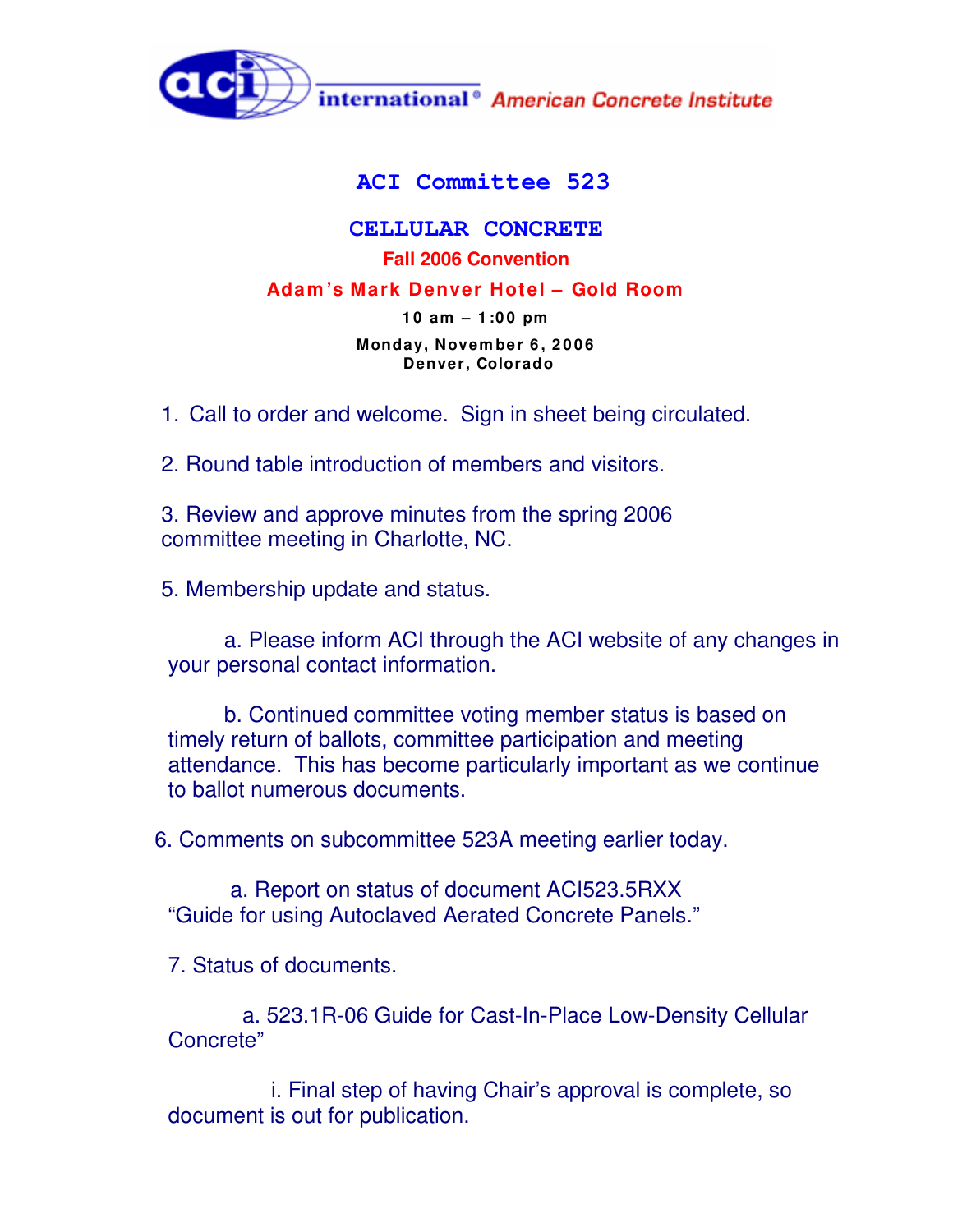aci international® American Concrete Institute

# ACI Committee 523

## CELLULAR CONCRETE

**Fall 2006 Convention**

**Adam's Mark Denver Hotel – Gold Room**

**10 am – 1:00 pm**

**Monday, November 6, 2006**
**Denver, Colorado**

1. Call to order and welcome. Sign in sheet being circulated.

2. Round table introduction of members and visitors.

3. Review and approve minutes from the spring 2006 committee meeting in Charlotte, NC.

5. Membership update and status.

   a. Please inform ACI through the ACI website of any changes in your personal contact information.

   b. Continued committee voting member status is based on timely return of ballots, committee participation and meeting attendance. This has become particularly important as we continue to ballot numerous documents.

6. Comments on subcommittee 523A meeting earlier today.

   a. Report on status of document ACI523.5RXX "Guide for using Autoclaved Aerated Concrete Panels."

7. Status of documents.

   a. 523.1R-06 Guide for Cast-In-Place Low-Density Cellular Concrete"

      i. Final step of having Chair's approval is complete, so document is out for publication.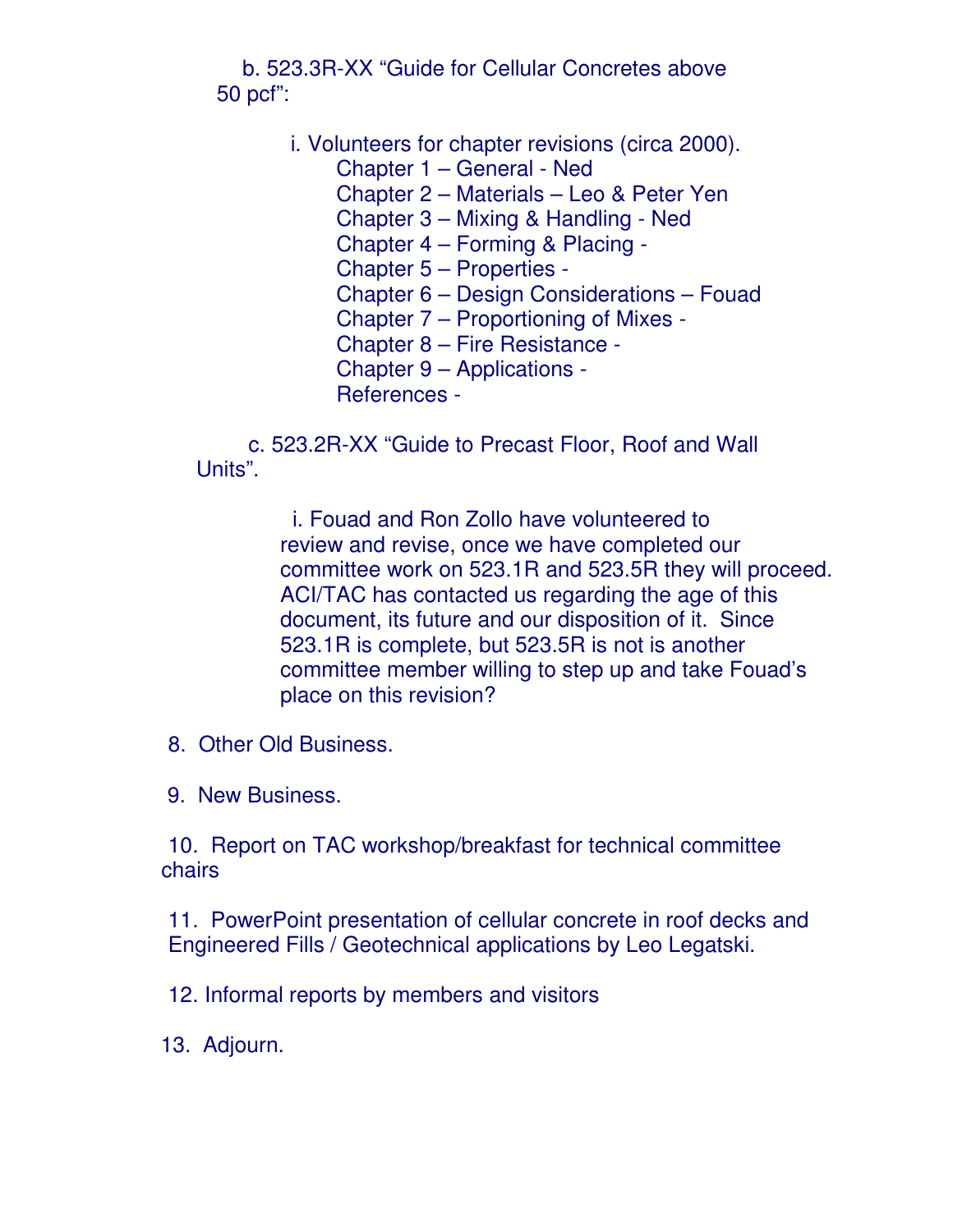b. 523.3R-XX "Guide for Cellular Concretes above 50 pcf":

i. Volunteers for chapter revisions (circa 2000).

Chapter 1 – General - Ned
Chapter 2 – Materials – Leo & Peter Yen
Chapter 3 – Mixing & Handling - Ned
Chapter 4 – Forming & Placing -
Chapter 5 – Properties -
Chapter 6 – Design Considerations – Fouad
Chapter 7 – Proportioning of Mixes -
Chapter 8 – Fire Resistance -
Chapter 9 – Applications -
References -

c. 523.2R-XX "Guide to Precast Floor, Roof and Wall Units".

i. Fouad and Ron Zollo have volunteered to review and revise, once we have completed our committee work on 523.1R and 523.5R they will proceed. ACI/TAC has contacted us regarding the age of this document, its future and our disposition of it. Since 523.1R is complete, but 523.5R is not is another committee member willing to step up and take Fouad's place on this revision?

8. Other Old Business.

9. New Business.

10. Report on TAC workshop/breakfast for technical committee chairs

11. PowerPoint presentation of cellular concrete in roof decks and Engineered Fills / Geotechnical applications by Leo Legatski.

12. Informal reports by members and visitors

13. Adjourn.